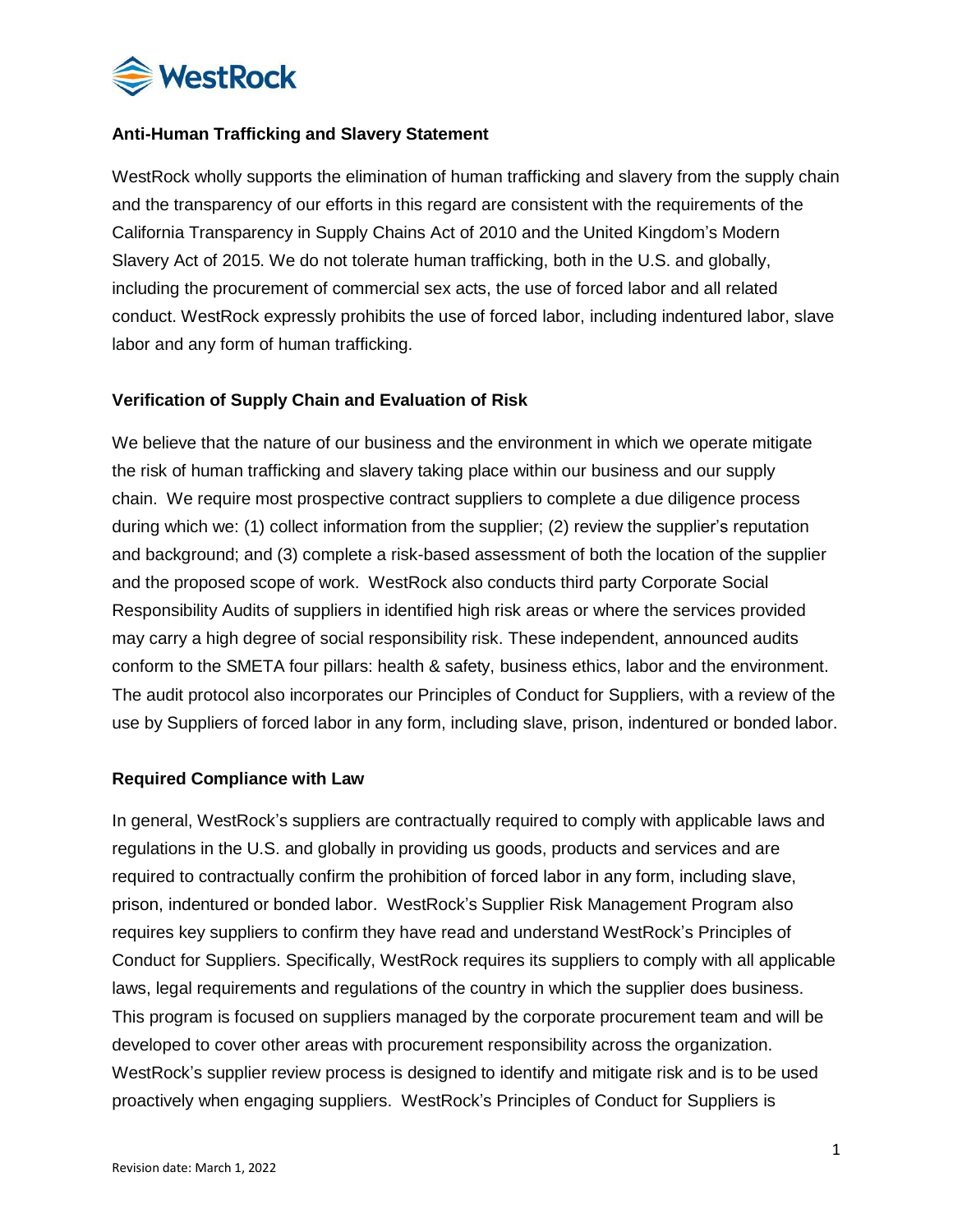## Anti-Human Trafficking and Slavery Statement

WestRock wholly supports the elimination of human trafficking and slavery from the supply chain and the transparency of our efforts in this regard are consistent with the requirements of the California Transparency in Supply Chains Act of 2010 and the United Kingdom's Modern Slavery Act of 2015. We do not tolerate human trafficking, both in the U.S. and globally, including the procurement of commercial sex acts, the use of forced labor and all related conduct. WestRock expressly prohibits the use of forced labor, including indentured labor, slave labor and any form of human trafficking.

## Verification of Supply Chain and Evaluation of Risk

We believe that the nature of our business and the environment in which we operate mitigate the risk of human trafficking and slavery taking place within our business and our supply chain. We require most prospective contract suppliers to complete a due diligence process during which we: (1) collect information from the supplier; (2) review the supplier's reputation and background; and (3) complete a risk-based assessment of both the location of the supplier and the proposed scope of work. WestRock also conducts third party Corporate Social Responsibility Audits of suppliers in identified high risk areas or where the services provided may carry a high degree of social responsibility risk. These independent, announced audits conform to the SMETA four pillars: health & safety, business ethics, labor and the environment. The audit protocol also incorporates our Principles of Conduct for Suppliers, with a review of the use by Suppliers of forced labor in any form, including slave, prison, indentured or bonded labor.

## Required Compliance with Law

In general, WestRock's suppliers are contractually required to comply with applicable laws and regulations in the U.S. and globally in providing us goods, products and services and are required to contractually confirm the prohibition of forced labor in any form, including slave, prison, indentured or bonded labor. WestRock's Supplier Risk Management Program also requires key suppliers to confirm they have read and understand WestRock's Principles of Conduct for Suppliers. Specifically, WestRock requires its suppliers to comply with all applicable laws, legal requirements and regulations of the country in which the supplier does business. This program is focused on suppliers managed by the corporate procurement team and will be developed to cover other areas with procurement responsibility across the organization. WestRock's supplier review process is designed to identify and mitigate risk and is to be used proactively when engaging suppliers. WestRock's Principles of Conduct for Suppliers is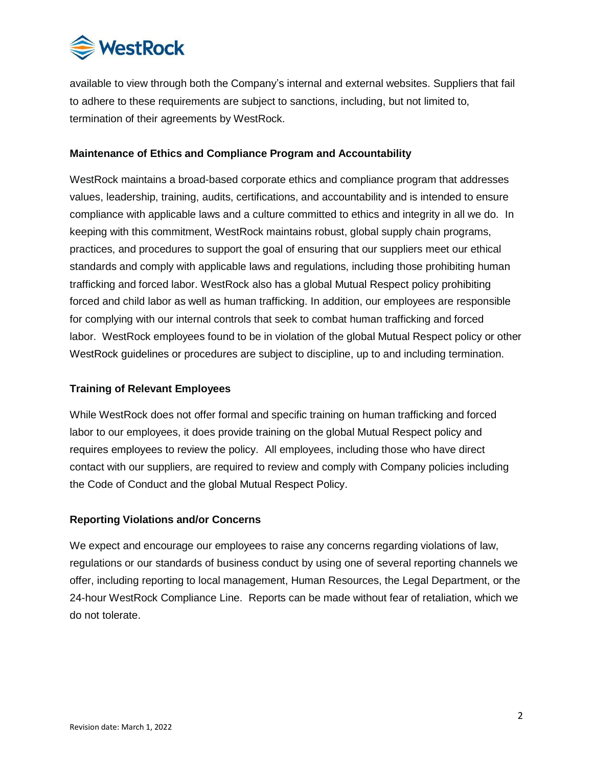available to view through both the Company's internal and external websites. Suppliers that fail to adhere to these requirements are subject to sanctions, including, but not limited to, termination of their agreements by WestRock.

**Maintenance of Ethics and Compliance Program and Accountability**

WestRock maintains a broad-based corporate ethics and compliance program that addresses values, leadership, training, audits, certifications, and accountability and is intended to ensure compliance with applicable laws and a culture committed to ethics and integrity in all we do. In keeping with this commitment, WestRock maintains robust, global supply chain programs, practices, and procedures to support the goal of ensuring that our suppliers meet our ethical standards and comply with applicable laws and regulations, including those prohibiting human trafficking and forced labor. WestRock also has a global Mutual Respect policy prohibiting forced and child labor as well as human trafficking. In addition, our employees are responsible for complying with our internal controls that seek to combat human trafficking and forced labor. WestRock employees found to be in violation of the global Mutual Respect policy or other WestRock guidelines or procedures are subject to discipline, up to and including termination.

**Training of Relevant Employees**

While WestRock does not offer formal and specific training on human trafficking and forced labor to our employees, it does provide training on the global Mutual Respect policy and requires employees to review the policy. All employees, including those who have direct contact with our suppliers, are required to review and comply with Company policies including the Code of Conduct and the global Mutual Respect Policy.

**Reporting Violations and/or Concerns**

We expect and encourage our employees to raise any concerns regarding violations of law, regulations or our standards of business conduct by using one of several reporting channels we offer, including reporting to local management, Human Resources, the Legal Department, or the 24-hour WestRock Compliance Line. Reports can be made without fear of retaliation, which we do not tolerate.

Revision date: March 1, 2022